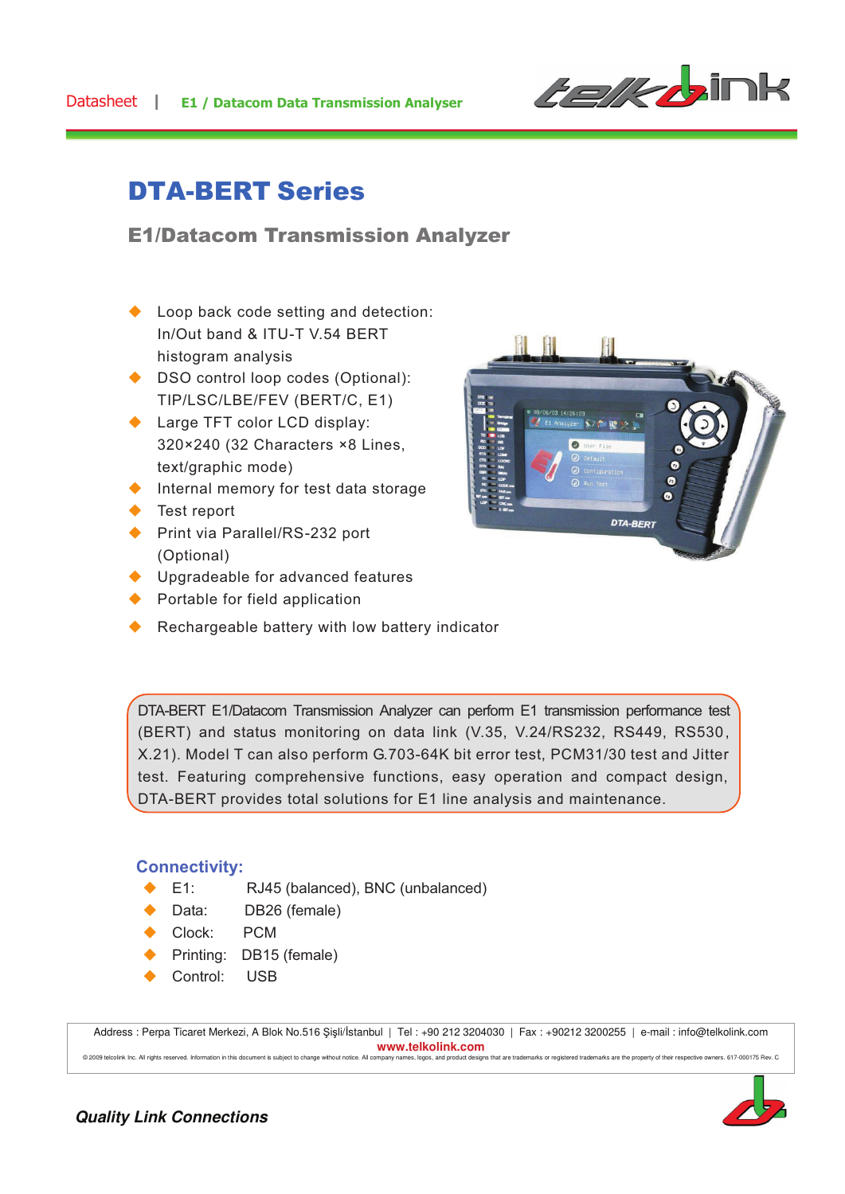Datasheet | E1 / Datacom Data Transmission Analyser

# DTA-BERT Series

## E1/Datacom Transmission Analyzer

- Loop back code setting and detection: In/Out band & ITU-T V.54 BERT histogram analysis
- DSO control loop codes (Optional): TIP/LSC/LBE/FEV (BERT/C, E1)
- Large TFT color LCD display: 320×240 (32 Characters ×8 Lines, text/graphic mode)
- Internal memory for test data storage
- Test report
- Print via Parallel/RS-232 port (Optional)
- Upgradeable for advanced features
- Portable for field application
- Rechargeable battery with low battery indicator

DTA-BERT E1/Datacom Transmission Analyzer can perform E1 transmission performance test (BERT) and status monitoring on data link (V.35, V.24/RS232, RS449, RS530, X.21). Model T can also perform G.703-64K bit error test, PCM31/30 test and Jitter test. Featuring comprehensive functions, easy operation and compact design, DTA-BERT provides total solutions for E1 line analysis and maintenance.

### Connectivity:

- E1: RJ45 (balanced), BNC (unbalanced)
- Data: DB26 (female)
- Clock: PCM
- Printing: DB15 (female)
- Control: USB

Address : Perpa Ticaret Merkezi, A Blok No.516 Şişli/İstanbul | Tel : +90 212 3204030 | Fax : +90212 3200255 | e-mail : info@telkolink.com
www.telkolink.com
© 2009 telcolink Inc. All rights reserved. Information in this document is subject to change without notice. All company names, logos, and product designs that are trademarks or registered trademarks are the property of their respective owners. 617-000175 Rev. C

*Quality Link Connections*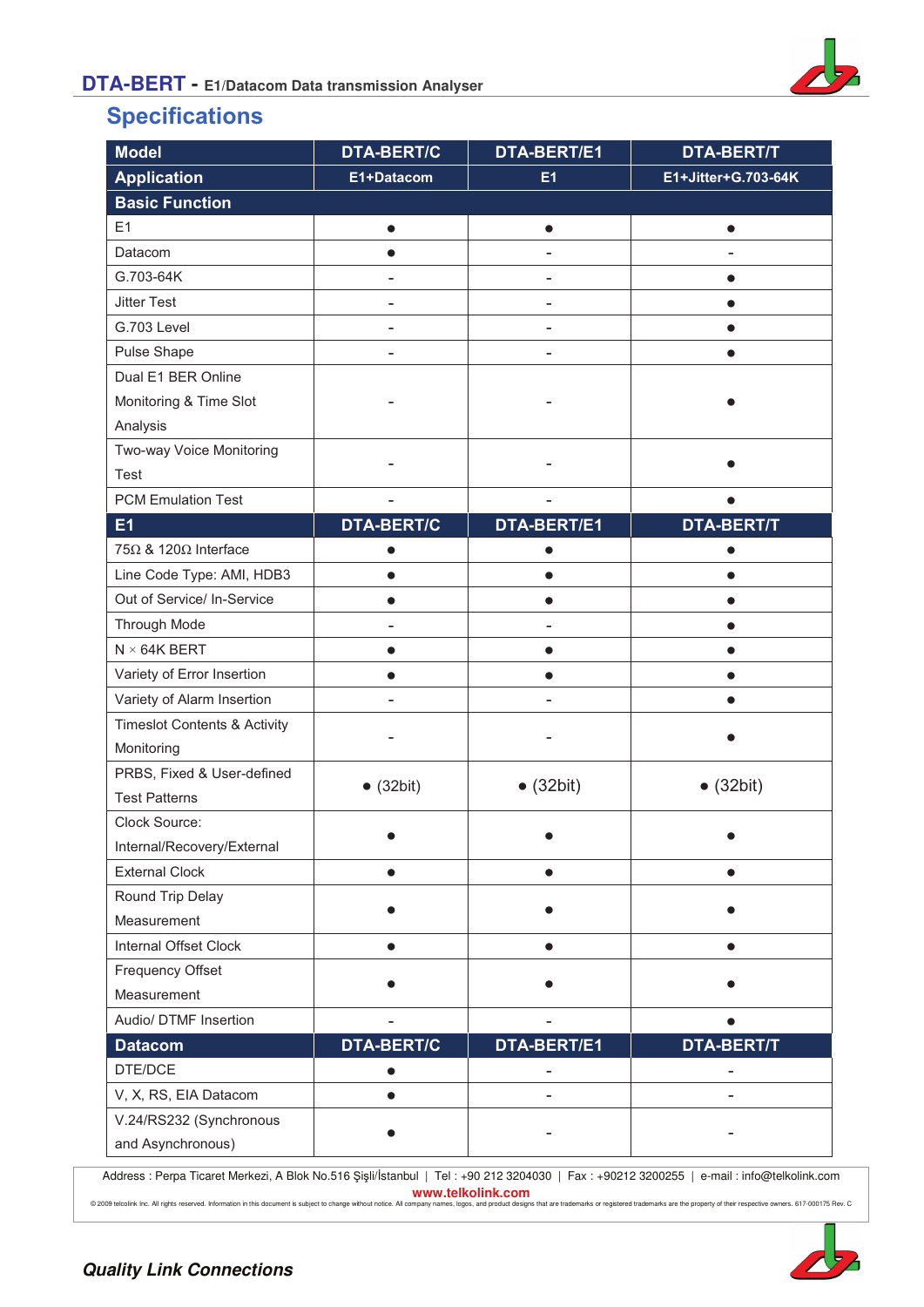## Specifications

| Model | DTA-BERT/C | DTA-BERT/E1 | DTA-BERT/T |
|---|---|---|---|
| **Application** | **E1+Datacom** | **E1** | **E1+Jitter+G.703-64K** |
| **Basic Function** | | | |
| E1 | ● | ● | ● |
| Datacom | ● | - | - |
| G.703-64K | - | - | ● |
| Jitter Test | - | - | ● |
| G.703 Level | - | - | ● |
| Pulse Shape | - | - | ● |
| Dual E1 BER Online Monitoring & Time Slot Analysis | - | - | ● |
| Two-way Voice Monitoring Test | - | - | ● |
| PCM Emulation Test | - | - | ● |
| **E1** | **DTA-BERT/C** | **DTA-BERT/E1** | **DTA-BERT/T** |
| 75Ω & 120Ω Interface | ● | ● | ● |
| Line Code Type: AMI, HDB3 | ● | ● | ● |
| Out of Service/ In-Service | ● | ● | ● |
| Through Mode | - | - | ● |
| N × 64K BERT | ● | ● | ● |
| Variety of Error Insertion | ● | ● | ● |
| Variety of Alarm Insertion | - | - | ● |
| Timeslot Contents & Activity Monitoring | - | - | ● |
| PRBS, Fixed & User-defined Test Patterns | ● (32bit) | ● (32bit) | ● (32bit) |
| Clock Source: Internal/Recovery/External | ● | ● | ● |
| External Clock | ● | ● | ● |
| Round Trip Delay Measurement | ● | ● | ● |
| Internal Offset Clock | ● | ● | ● |
| Frequency Offset Measurement | ● | ● | ● |
| Audio/ DTMF Insertion | - | - | ● |
| **Datacom** | **DTA-BERT/C** | **DTA-BERT/E1** | **DTA-BERT/T** |
| DTE/DCE | ● | - | - |
| V, X, RS, EIA Datacom | ● | - | - |
| V.24/RS232 (Synchronous and Asynchronous) | ● | - | - |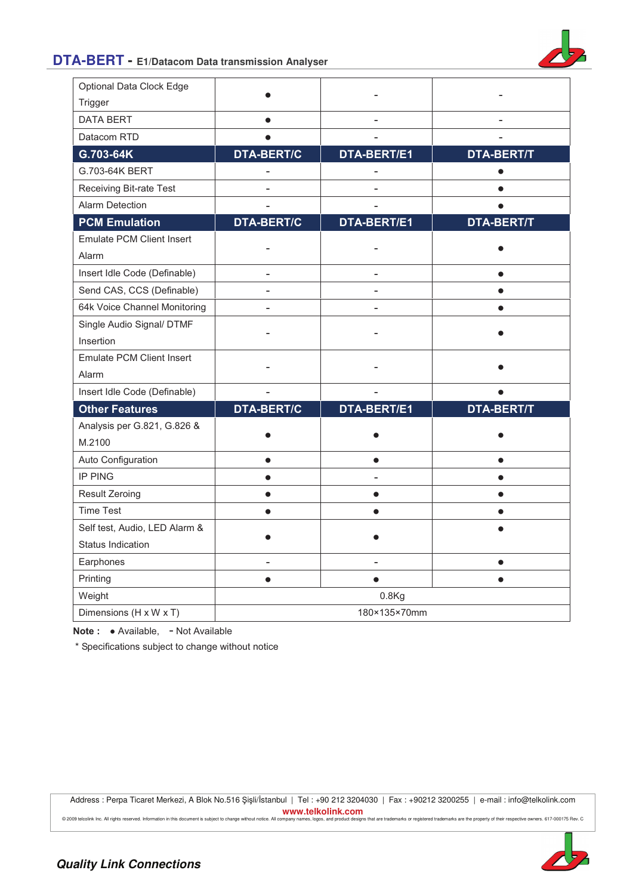| | | | |
|---|---|---|---|
| Optional Data Clock Edge Trigger | ● | - | - |
| DATA BERT | ● | - | - |
| Datacom RTD | ● | - | - |
| **G.703-64K** | **DTA-BERT/C** | **DTA-BERT/E1** | **DTA-BERT/T** |
| G.703-64K BERT | - | - | ● |
| Receiving Bit-rate Test | - | - | ● |
| Alarm Detection | - | - | ● |
| **PCM Emulation** | **DTA-BERT/C** | **DTA-BERT/E1** | **DTA-BERT/T** |
| Emulate PCM Client Insert Alarm | - | - | ● |
| Insert Idle Code (Definable) | - | - | ● |
| Send CAS, CCS (Definable) | - | - | ● |
| 64k Voice Channel Monitoring | - | - | ● |
| Single Audio Signal/ DTMF Insertion | - | - | ● |
| Emulate PCM Client Insert Alarm | - | - | ● |
| Insert Idle Code (Definable) | - | - | ● |
| **Other Features** | **DTA-BERT/C** | **DTA-BERT/E1** | **DTA-BERT/T** |
| Analysis per G.821, G.826 & M.2100 | ● | ● | ● |
| Auto Configuration | ● | ● | ● |
| IP PING | ● | - | ● |
| Result Zeroing | ● | ● | ● |
| Time Test | ● | ● | ● |
| Self test, Audio, LED Alarm & Status Indication | ● | ● | ● |
| Earphones | - | - | ● |
| Printing | ● | ● | ● |
| Weight | 0.8Kg | | |
| Dimensions (H x W x T) | 180×135×70mm | | |

**Note :** ● Available, - Not Available

\* Specifications subject to change without notice

Address : Perpa Ticaret Merkezi, A Blok No.516 Şişli/İstanbul | Tel : +90 212 3204030 | Fax : +90212 3200255 | e-mail : info@telkolink.com

**www.telkolink.com**

© 2009 telcolink Inc. All rights reserved. Information in this document is subject to change without notice. All company names, logos, and product designs that are trademarks or registered trademarks are the property of their respective owners. 617-000175 Rev. C

***Quality Link Connections***